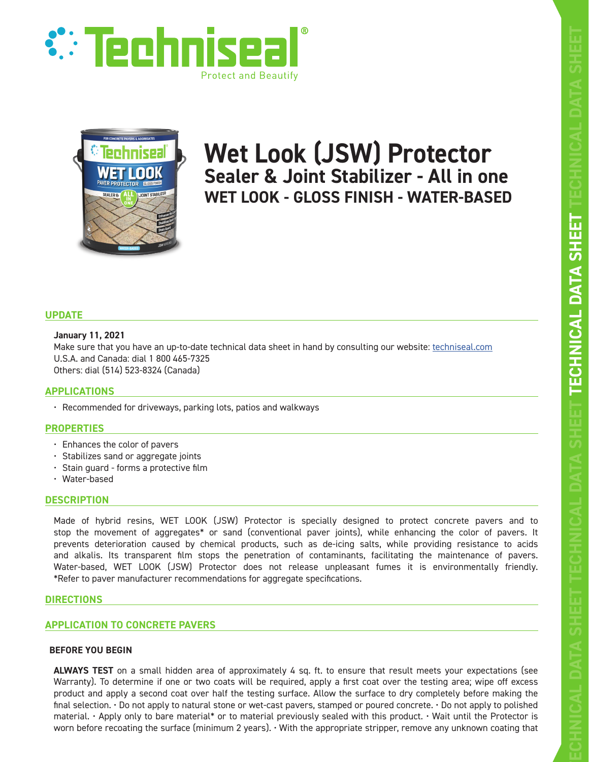# Techniseal

Protect and Beautify

# Wet Look (JSW) Protector

## Sealer & Joint Stabilizer - All in one

### WET LOOK - GLOSS FINISH - WATER-BASED

## UPDATE

**January 11, 2021**

Make sure that you have an up-to-date technical data sheet in hand by consulting our website: techniseal.com

U.S.A. and Canada: dial 1 800 465-7325

Others: dial (514) 523-8324 (Canada)

## APPLICATIONS

- Recommended for driveways, parking lots, patios and walkways

## PROPERTIES

- Enhances the color of pavers
- Stabilizes sand or aggregate joints
- Stain guard - forms a protective film
- Water-based

## DESCRIPTION

Made of hybrid resins, WET LOOK (JSW) Protector is specially designed to protect concrete pavers and to stop the movement of aggregates* or sand (conventional paver joints), while enhancing the color of pavers. It prevents deterioration caused by chemical products, such as de-icing salts, while providing resistance to acids and alkalis. Its transparent film stops the penetration of contaminants, facilitating the maintenance of pavers. Water-based, WET LOOK (JSW) Protector does not release unpleasant fumes it is environmentally friendly.
*Refer to paver manufacturer recommendations for aggregate specifications.

## DIRECTIONS

## APPLICATION TO CONCRETE PAVERS

### BEFORE YOU BEGIN

**ALWAYS TEST** on a small hidden area of approximately 4 sq. ft. to ensure that result meets your expectations (see Warranty). To determine if one or two coats will be required, apply a first coat over the testing area; wipe off excess product and apply a second coat over half the testing surface. Allow the surface to dry completely before making the final selection. • Do not apply to natural stone or wet-cast pavers, stamped or poured concrete. • Do not apply to polished material. • Apply only to bare material* or to material previously sealed with this product. • Wait until the Protector is worn before recoating the surface (minimum 2 years). • With the appropriate stripper, remove any unknown coating that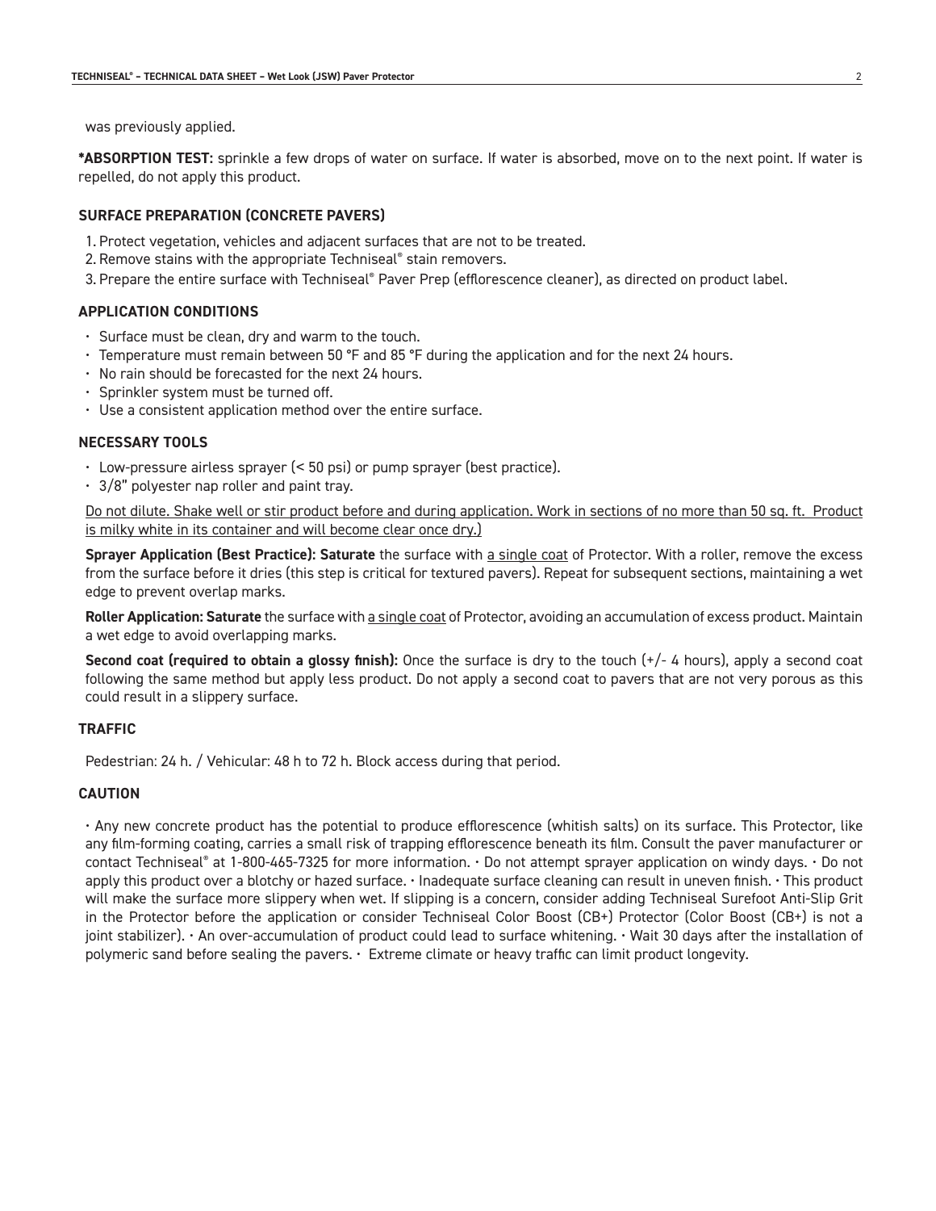was previously applied.

**\*ABSORPTION TEST:** sprinkle a few drops of water on surface. If water is absorbed, move on to the next point. If water is repelled, do not apply this product.

### SURFACE PREPARATION (CONCRETE PAVERS)

1. Protect vegetation, vehicles and adjacent surfaces that are not to be treated.
2. Remove stains with the appropriate Techniseal® stain removers.
3. Prepare the entire surface with Techniseal® Paver Prep (efflorescence cleaner), as directed on product label.

### APPLICATION CONDITIONS

- Surface must be clean, dry and warm to the touch.
- Temperature must remain between 50 °F and 85 °F during the application and for the next 24 hours.
- No rain should be forecasted for the next 24 hours.
- Sprinkler system must be turned off.
- Use a consistent application method over the entire surface.

### NECESSARY TOOLS

- Low-pressure airless sprayer (< 50 psi) or pump sprayer (best practice).
- 3/8" polyester nap roller and paint tray.

<u>Do not dilute. Shake well or stir product before and during application. Work in sections of no more than 50 sq. ft. Product is milky white in its container and will become clear once dry.)</u>

**Sprayer Application (Best Practice): Saturate** the surface with <u>a single coat</u> of Protector. With a roller, remove the excess from the surface before it dries (this step is critical for textured pavers). Repeat for subsequent sections, maintaining a wet edge to prevent overlap marks.

**Roller Application: Saturate** the surface with <u>a single coat</u> of Protector, avoiding an accumulation of excess product. Maintain a wet edge to avoid overlapping marks.

**Second coat (required to obtain a glossy finish):** Once the surface is dry to the touch (+/- 4 hours), apply a second coat following the same method but apply less product. Do not apply a second coat to pavers that are not very porous as this could result in a slippery surface.

### TRAFFIC

Pedestrian: 24 h. / Vehicular: 48 h to 72 h. Block access during that period.

### CAUTION

• Any new concrete product has the potential to produce efflorescence (whitish salts) on its surface. This Protector, like any film-forming coating, carries a small risk of trapping efflorescence beneath its film. Consult the paver manufacturer or contact Techniseal® at 1-800-465-7325 for more information. • Do not attempt sprayer application on windy days. • Do not apply this product over a blotchy or hazed surface. • Inadequate surface cleaning can result in uneven finish. • This product will make the surface more slippery when wet. If slipping is a concern, consider adding Techniseal Surefoot Anti-Slip Grit in the Protector before the application or consider Techniseal Color Boost (CB+) Protector (Color Boost (CB+) is not a joint stabilizer). • An over-accumulation of product could lead to surface whitening. • Wait 30 days after the installation of polymeric sand before sealing the pavers. • Extreme climate or heavy traffic can limit product longevity.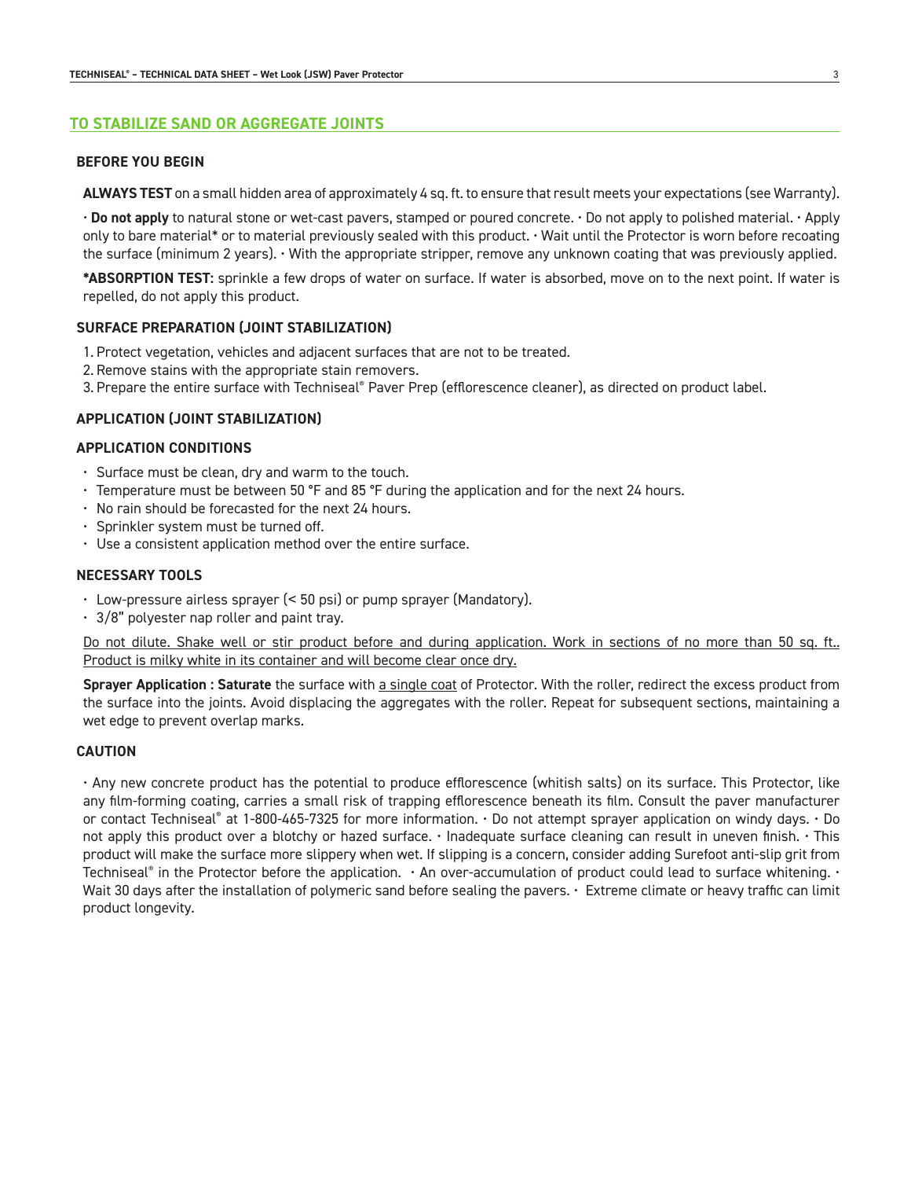## TO STABILIZE SAND OR AGGREGATE JOINTS

### BEFORE YOU BEGIN

**ALWAYS TEST** on a small hidden area of approximately 4 sq. ft. to ensure that result meets your expectations (see Warranty).

• **Do not apply** to natural stone or wet-cast pavers, stamped or poured concrete. • Do not apply to polished material. • Apply only to bare material* or to material previously sealed with this product. • Wait until the Protector is worn before recoating the surface (minimum 2 years). • With the appropriate stripper, remove any unknown coating that was previously applied.

***ABSORPTION TEST:** sprinkle a few drops of water on surface. If water is absorbed, move on to the next point. If water is repelled, do not apply this product.

### SURFACE PREPARATION (JOINT STABILIZATION)

1. Protect vegetation, vehicles and adjacent surfaces that are not to be treated.
2. Remove stains with the appropriate stain removers.
3. Prepare the entire surface with Techniseal® Paver Prep (efflorescence cleaner), as directed on product label.

### APPLICATION (JOINT STABILIZATION)

### APPLICATION CONDITIONS

- Surface must be clean, dry and warm to the touch.
- Temperature must be between 50 °F and 85 °F during the application and for the next 24 hours.
- No rain should be forecasted for the next 24 hours.
- Sprinkler system must be turned off.
- Use a consistent application method over the entire surface.

### NECESSARY TOOLS

- Low-pressure airless sprayer (< 50 psi) or pump sprayer (Mandatory).
- 3/8" polyester nap roller and paint tray.

<u>Do not dilute. Shake well or stir product before and during application. Work in sections of no more than 50 sq. ft.. Product is milky white in its container and will become clear once dry.</u>

**Sprayer Application : Saturate** the surface with <u>a single coat</u> of Protector. With the roller, redirect the excess product from the surface into the joints. Avoid displacing the aggregates with the roller. Repeat for subsequent sections, maintaining a wet edge to prevent overlap marks.

### CAUTION

• Any new concrete product has the potential to produce efflorescence (whitish salts) on its surface. This Protector, like any film-forming coating, carries a small risk of trapping efflorescence beneath its film. Consult the paver manufacturer or contact Techniseal® at 1-800-465-7325 for more information. • Do not attempt sprayer application on windy days. • Do not apply this product over a blotchy or hazed surface. • Inadequate surface cleaning can result in uneven finish. • This product will make the surface more slippery when wet. If slipping is a concern, consider adding Surefoot anti-slip grit from Techniseal® in the Protector before the application. • An over-accumulation of product could lead to surface whitening. • Wait 30 days after the installation of polymeric sand before sealing the pavers. • Extreme climate or heavy traffic can limit product longevity.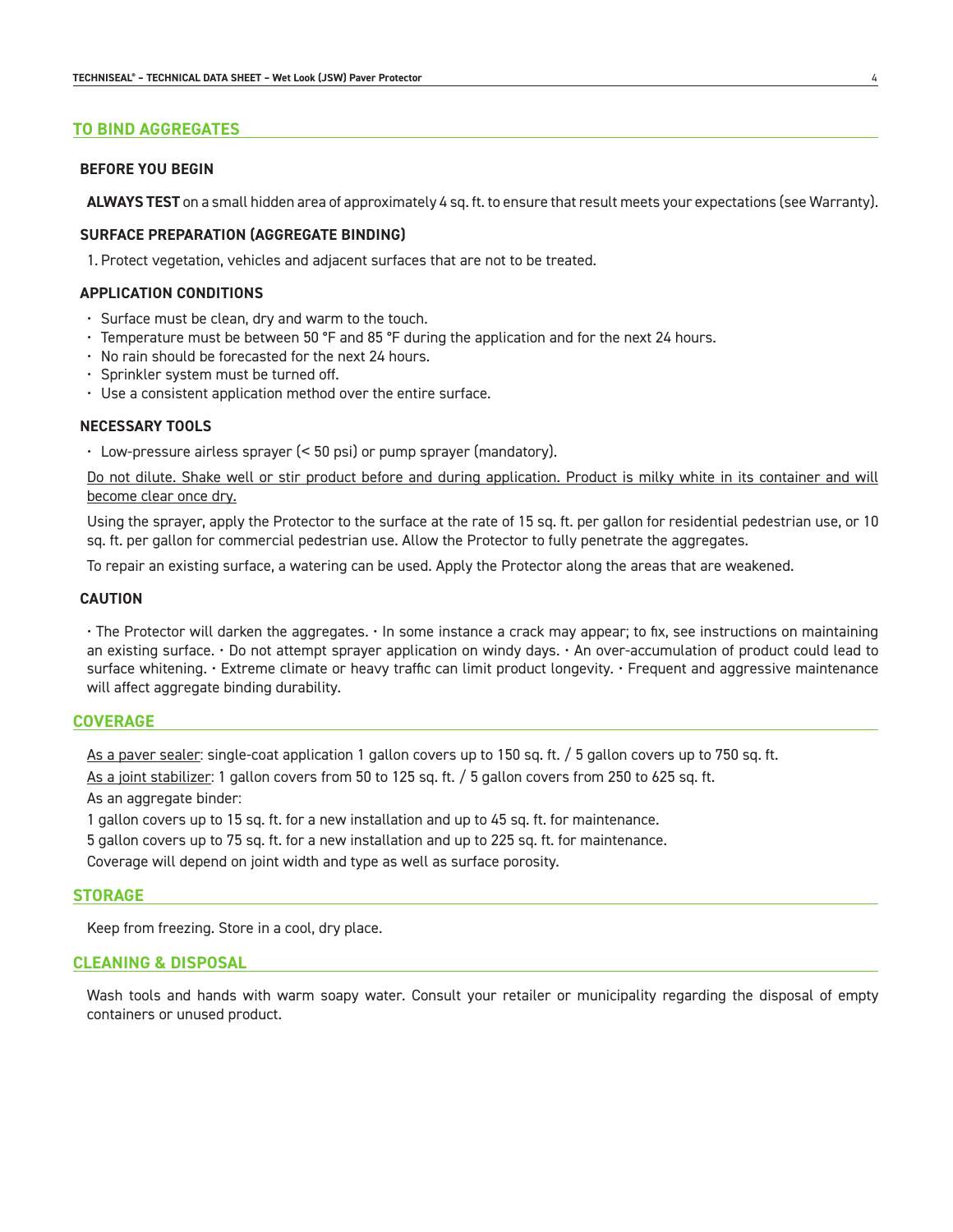## TO BIND AGGREGATES

### BEFORE YOU BEGIN

**ALWAYS TEST** on a small hidden area of approximately 4 sq. ft. to ensure that result meets your expectations (see Warranty).

### SURFACE PREPARATION (AGGREGATE BINDING)

1. Protect vegetation, vehicles and adjacent surfaces that are not to be treated.

### APPLICATION CONDITIONS

- Surface must be clean, dry and warm to the touch.
- Temperature must be between 50 °F and 85 °F during the application and for the next 24 hours.
- No rain should be forecasted for the next 24 hours.
- Sprinkler system must be turned off.
- Use a consistent application method over the entire surface.

### NECESSARY TOOLS

- Low-pressure airless sprayer (< 50 psi) or pump sprayer (mandatory).

<u>Do not dilute. Shake well or stir product before and during application. Product is milky white in its container and will become clear once dry.</u>

Using the sprayer, apply the Protector to the surface at the rate of 15 sq. ft. per gallon for residential pedestrian use, or 10 sq. ft. per gallon for commercial pedestrian use. Allow the Protector to fully penetrate the aggregates.

To repair an existing surface, a watering can be used. Apply the Protector along the areas that are weakened.

### CAUTION

• The Protector will darken the aggregates. • In some instance a crack may appear; to fix, see instructions on maintaining an existing surface. • Do not attempt sprayer application on windy days. • An over-accumulation of product could lead to surface whitening. • Extreme climate or heavy traffic can limit product longevity. • Frequent and aggressive maintenance will affect aggregate binding durability.

## COVERAGE

<u>As a paver sealer</u>: single-coat application 1 gallon covers up to 150 sq. ft. / 5 gallon covers up to 750 sq. ft.

<u>As a joint stabilizer</u>: 1 gallon covers from 50 to 125 sq. ft. / 5 gallon covers from 250 to 625 sq. ft.

As an aggregate binder:

1 gallon covers up to 15 sq. ft. for a new installation and up to 45 sq. ft. for maintenance.

5 gallon covers up to 75 sq. ft. for a new installation and up to 225 sq. ft. for maintenance.

Coverage will depend on joint width and type as well as surface porosity.

## STORAGE

Keep from freezing. Store in a cool, dry place.

## CLEANING & DISPOSAL

Wash tools and hands with warm soapy water. Consult your retailer or municipality regarding the disposal of empty containers or unused product.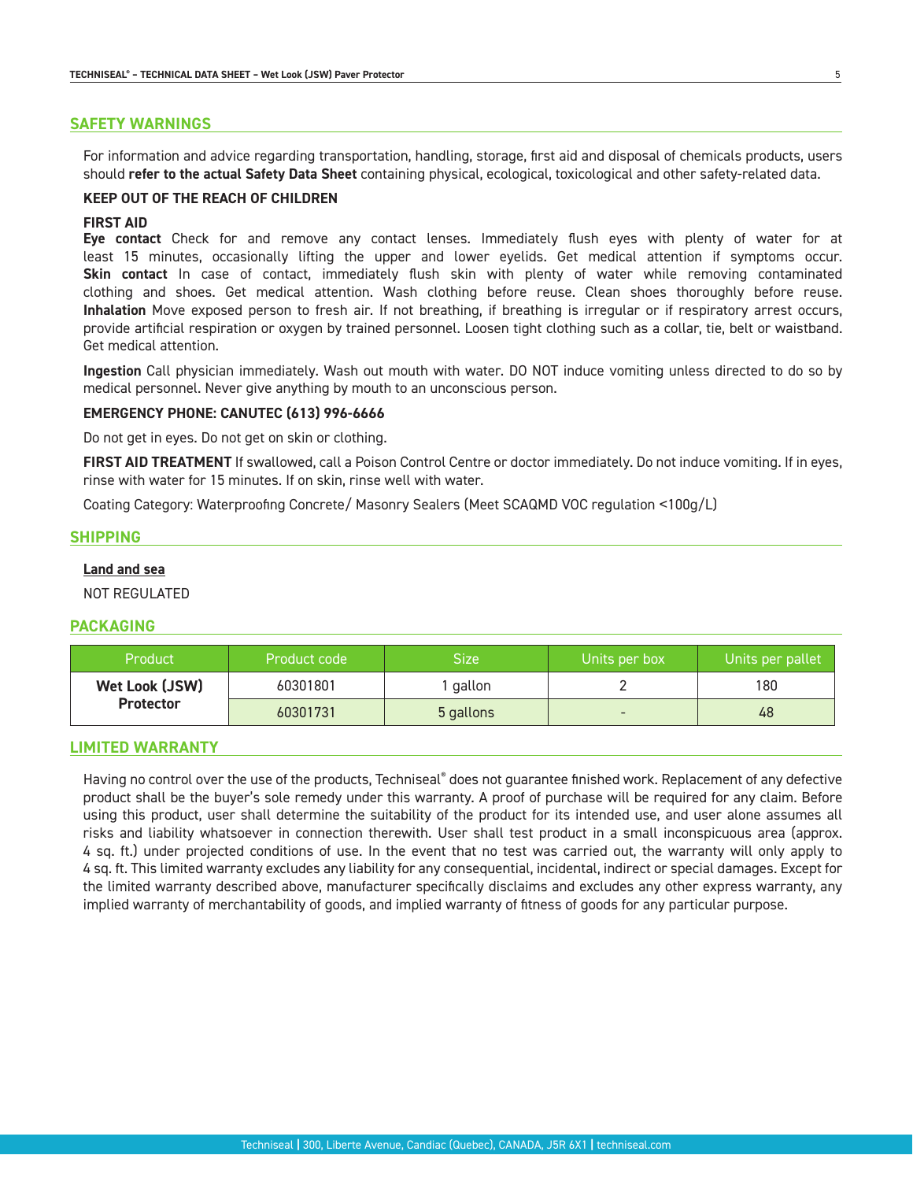## SAFETY WARNINGS

For information and advice regarding transportation, handling, storage, first aid and disposal of chemicals products, users should **refer to the actual Safety Data Sheet** containing physical, ecological, toxicological and other safety-related data.

**KEEP OUT OF THE REACH OF CHILDREN**

**FIRST AID**
**Eye contact** Check for and remove any contact lenses. Immediately flush eyes with plenty of water for at least 15 minutes, occasionally lifting the upper and lower eyelids. Get medical attention if symptoms occur. **Skin contact** In case of contact, immediately flush skin with plenty of water while removing contaminated clothing and shoes. Get medical attention. Wash clothing before reuse. Clean shoes thoroughly before reuse. **Inhalation** Move exposed person to fresh air. If not breathing, if breathing is irregular or if respiratory arrest occurs, provide artificial respiration or oxygen by trained personnel. Loosen tight clothing such as a collar, tie, belt or waistband. Get medical attention.

**Ingestion** Call physician immediately. Wash out mouth with water. DO NOT induce vomiting unless directed to do so by medical personnel. Never give anything by mouth to an unconscious person.

**EMERGENCY PHONE: CANUTEC (613) 996-6666**

Do not get in eyes. Do not get on skin or clothing.

**FIRST AID TREATMENT** If swallowed, call a Poison Control Centre or doctor immediately. Do not induce vomiting. If in eyes, rinse with water for 15 minutes. If on skin, rinse well with water.

Coating Category: Waterproofing Concrete/ Masonry Sealers (Meet SCAQMD VOC regulation <100g/L)

## SHIPPING

**Land and sea**

NOT REGULATED

## PACKAGING

| Product | Product code | Size | Units per box | Units per pallet |
|---|---|---|---|---|
| **Wet Look (JSW) Protector** | 60301801 | 1 gallon | 2 | 180 |
| | 60301731 | 5 gallons | - | 48 |

## LIMITED WARRANTY

Having no control over the use of the products, Techniseal® does not guarantee finished work. Replacement of any defective product shall be the buyer's sole remedy under this warranty. A proof of purchase will be required for any claim. Before using this product, user shall determine the suitability of the product for its intended use, and user alone assumes all risks and liability whatsoever in connection therewith. User shall test product in a small inconspicuous area (approx. 4 sq. ft.) under projected conditions of use. In the event that no test was carried out, the warranty will only apply to 4 sq. ft. This limited warranty excludes any liability for any consequential, incidental, indirect or special damages. Except for the limited warranty described above, manufacturer specifically disclaims and excludes any other express warranty, any implied warranty of merchantability of goods, and implied warranty of fitness of goods for any particular purpose.

Techniseal | 300, Liberte Avenue, Candiac (Quebec), CANADA, J5R 6X1 | techniseal.com